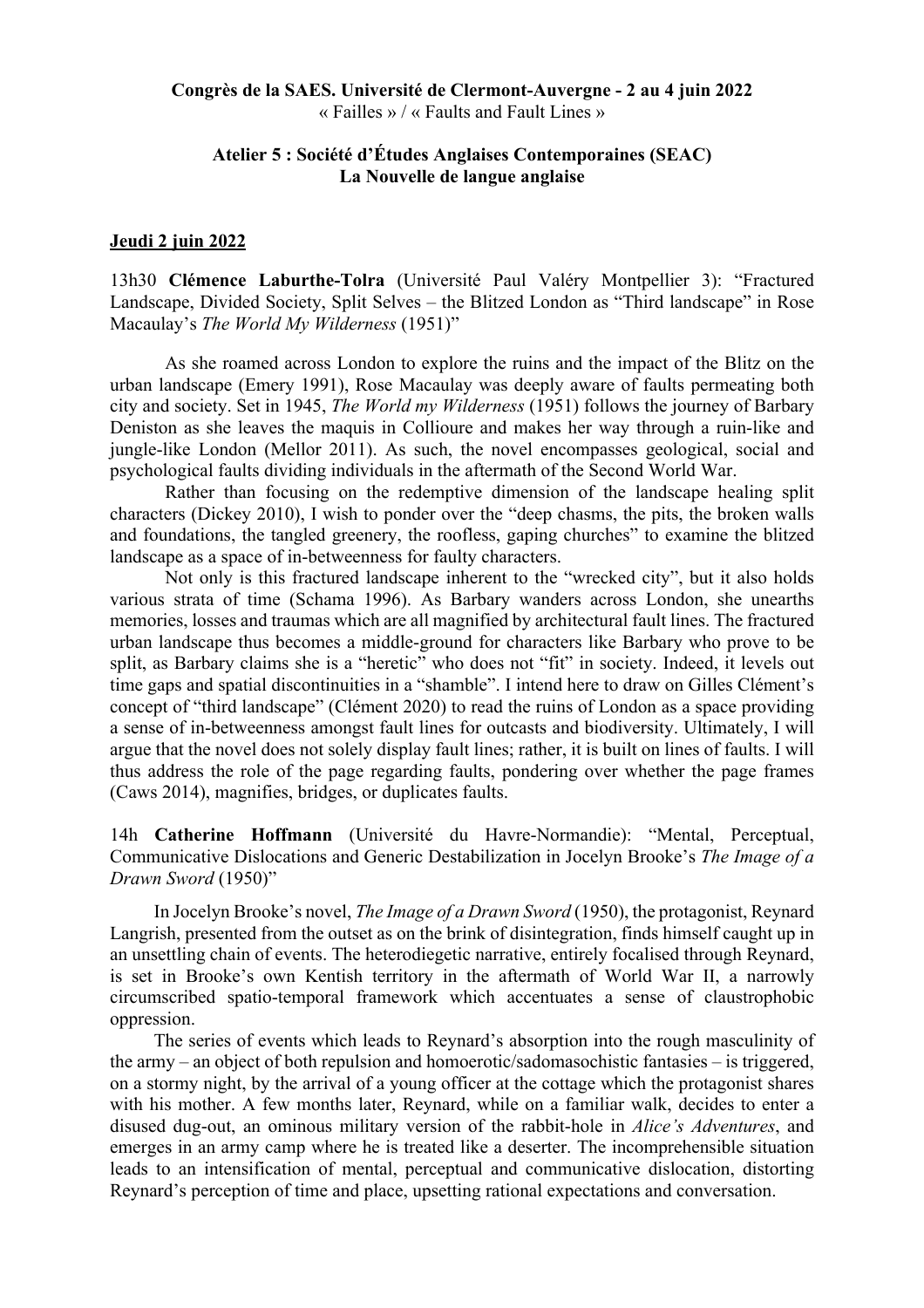**Congrès de la SAES. Université de Clermont-Auvergne - 2 au 4 juin 2022**
« Failles » / « Faults and Fault Lines »

**Atelier 5 : Société d'Études Anglaises Contemporaines (SEAC)**
**La Nouvelle de langue anglaise**

## Jeudi 2 juin 2022

13h30 **Clémence Laburthe-Tolra** (Université Paul Valéry Montpellier 3): "Fractured Landscape, Divided Society, Split Selves – the Blitzed London as "Third landscape" in Rose Macaulay's *The World My Wilderness* (1951)"

As she roamed across London to explore the ruins and the impact of the Blitz on the urban landscape (Emery 1991), Rose Macaulay was deeply aware of faults permeating both city and society. Set in 1945, *The World my Wilderness* (1951) follows the journey of Barbary Deniston as she leaves the maquis in Collioure and makes her way through a ruin-like and jungle-like London (Mellor 2011). As such, the novel encompasses geological, social and psychological faults dividing individuals in the aftermath of the Second World War.

Rather than focusing on the redemptive dimension of the landscape healing split characters (Dickey 2010), I wish to ponder over the "deep chasms, the pits, the broken walls and foundations, the tangled greenery, the roofless, gaping churches" to examine the blitzed landscape as a space of in-betweenness for faulty characters.

Not only is this fractured landscape inherent to the "wrecked city", but it also holds various strata of time (Schama 1996). As Barbary wanders across London, she unearths memories, losses and traumas which are all magnified by architectural fault lines. The fractured urban landscape thus becomes a middle-ground for characters like Barbary who prove to be split, as Barbary claims she is a "heretic" who does not "fit" in society. Indeed, it levels out time gaps and spatial discontinuities in a "shamble". I intend here to draw on Gilles Clément's concept of "third landscape" (Clément 2020) to read the ruins of London as a space providing a sense of in-betweenness amongst fault lines for outcasts and biodiversity. Ultimately, I will argue that the novel does not solely display fault lines; rather, it is built on lines of faults. I will thus address the role of the page regarding faults, pondering over whether the page frames (Caws 2014), magnifies, bridges, or duplicates faults.

14h **Catherine Hoffmann** (Université du Havre-Normandie): "Mental, Perceptual, Communicative Dislocations and Generic Destabilization in Jocelyn Brooke's *The Image of a Drawn Sword* (1950)"

In Jocelyn Brooke's novel, *The Image of a Drawn Sword* (1950), the protagonist, Reynard Langrish, presented from the outset as on the brink of disintegration, finds himself caught up in an unsettling chain of events. The heterodiegetic narrative, entirely focalised through Reynard, is set in Brooke's own Kentish territory in the aftermath of World War II, a narrowly circumscribed spatio-temporal framework which accentuates a sense of claustrophobic oppression.

The series of events which leads to Reynard's absorption into the rough masculinity of the army – an object of both repulsion and homoerotic/sadomasochistic fantasies – is triggered, on a stormy night, by the arrival of a young officer at the cottage which the protagonist shares with his mother. A few months later, Reynard, while on a familiar walk, decides to enter a disused dug-out, an ominous military version of the rabbit-hole in *Alice's Adventures*, and emerges in an army camp where he is treated like a deserter. The incomprehensible situation leads to an intensification of mental, perceptual and communicative dislocation, distorting Reynard's perception of time and place, upsetting rational expectations and conversation.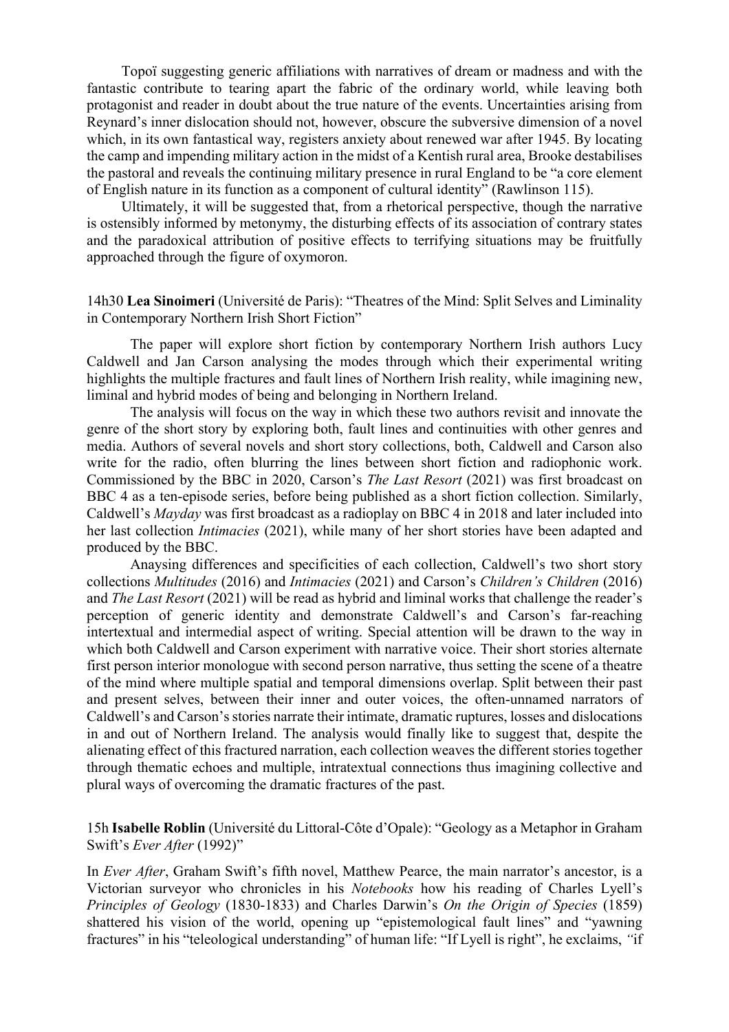Topoï suggesting generic affiliations with narratives of dream or madness and with the fantastic contribute to tearing apart the fabric of the ordinary world, while leaving both protagonist and reader in doubt about the true nature of the events. Uncertainties arising from Reynard's inner dislocation should not, however, obscure the subversive dimension of a novel which, in its own fantastical way, registers anxiety about renewed war after 1945. By locating the camp and impending military action in the midst of a Kentish rural area, Brooke destabilises the pastoral and reveals the continuing military presence in rural England to be "a core element of English nature in its function as a component of cultural identity" (Rawlinson 115).

Ultimately, it will be suggested that, from a rhetorical perspective, though the narrative is ostensibly informed by metonymy, the disturbing effects of its association of contrary states and the paradoxical attribution of positive effects to terrifying situations may be fruitfully approached through the figure of oxymoron.

14h30 **Lea Sinoimeri** (Université de Paris): "Theatres of the Mind: Split Selves and Liminality in Contemporary Northern Irish Short Fiction"

The paper will explore short fiction by contemporary Northern Irish authors Lucy Caldwell and Jan Carson analysing the modes through which their experimental writing highlights the multiple fractures and fault lines of Northern Irish reality, while imagining new, liminal and hybrid modes of being and belonging in Northern Ireland.

The analysis will focus on the way in which these two authors revisit and innovate the genre of the short story by exploring both, fault lines and continuities with other genres and media. Authors of several novels and short story collections, both, Caldwell and Carson also write for the radio, often blurring the lines between short fiction and radiophonic work. Commissioned by the BBC in 2020, Carson's *The Last Resort* (2021) was first broadcast on BBC 4 as a ten-episode series, before being published as a short fiction collection. Similarly, Caldwell's *Mayday* was first broadcast as a radioplay on BBC 4 in 2018 and later included into her last collection *Intimacies* (2021), while many of her short stories have been adapted and produced by the BBC.

Anaysing differences and specificities of each collection, Caldwell's two short story collections *Multitudes* (2016) and *Intimacies* (2021) and Carson's *Children's Children* (2016) and *The Last Resort* (2021) will be read as hybrid and liminal works that challenge the reader's perception of generic identity and demonstrate Caldwell's and Carson's far-reaching intertextual and intermedial aspect of writing. Special attention will be drawn to the way in which both Caldwell and Carson experiment with narrative voice. Their short stories alternate first person interior monologue with second person narrative, thus setting the scene of a theatre of the mind where multiple spatial and temporal dimensions overlap. Split between their past and present selves, between their inner and outer voices, the often-unnamed narrators of Caldwell's and Carson's stories narrate their intimate, dramatic ruptures, losses and dislocations in and out of Northern Ireland. The analysis would finally like to suggest that, despite the alienating effect of this fractured narration, each collection weaves the different stories together through thematic echoes and multiple, intratextual connections thus imagining collective and plural ways of overcoming the dramatic fractures of the past.

15h **Isabelle Roblin** (Université du Littoral-Côte d'Opale): "Geology as a Metaphor in Graham Swift's *Ever After* (1992)"

In *Ever After*, Graham Swift's fifth novel, Matthew Pearce, the main narrator's ancestor, is a Victorian surveyor who chronicles in his *Notebooks* how his reading of Charles Lyell's *Principles of Geology* (1830-1833) and Charles Darwin's *On the Origin of Species* (1859) shattered his vision of the world, opening up "epistemological fault lines" and "yawning fractures" in his "teleological understanding" of human life: "If Lyell is right", he exclaims, "if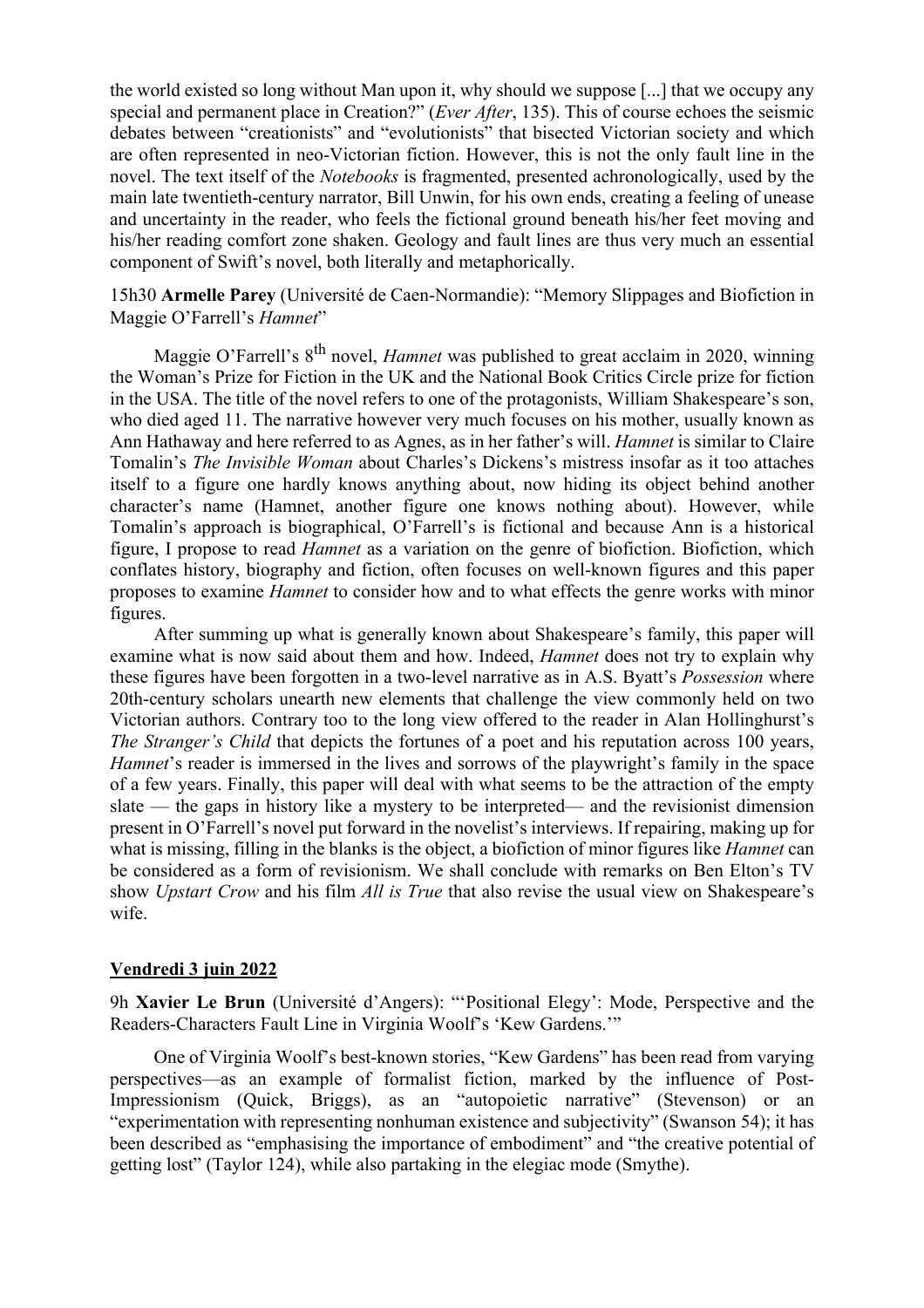the world existed so long without Man upon it, why should we suppose [...] that we occupy any special and permanent place in Creation?" (*Ever After*, 135). This of course echoes the seismic debates between "creationists" and "evolutionists" that bisected Victorian society and which are often represented in neo-Victorian fiction. However, this is not the only fault line in the novel. The text itself of the *Notebooks* is fragmented, presented achronologically, used by the main late twentieth-century narrator, Bill Unwin, for his own ends, creating a feeling of unease and uncertainty in the reader, who feels the fictional ground beneath his/her feet moving and his/her reading comfort zone shaken. Geology and fault lines are thus very much an essential component of Swift's novel, both literally and metaphorically.

15h30 **Armelle Parey** (Université de Caen-Normandie): "Memory Slippages and Biofiction in Maggie O'Farrell's *Hamnet*"

Maggie O'Farrell's 8th novel, *Hamnet* was published to great acclaim in 2020, winning the Woman's Prize for Fiction in the UK and the National Book Critics Circle prize for fiction in the USA. The title of the novel refers to one of the protagonists, William Shakespeare's son, who died aged 11. The narrative however very much focuses on his mother, usually known as Ann Hathaway and here referred to as Agnes, as in her father's will. *Hamnet* is similar to Claire Tomalin's *The Invisible Woman* about Charles's Dickens's mistress insofar as it too attaches itself to a figure one hardly knows anything about, now hiding its object behind another character's name (Hamnet, another figure one knows nothing about). However, while Tomalin's approach is biographical, O'Farrell's is fictional and because Ann is a historical figure, I propose to read *Hamnet* as a variation on the genre of biofiction. Biofiction, which conflates history, biography and fiction, often focuses on well-known figures and this paper proposes to examine *Hamnet* to consider how and to what effects the genre works with minor figures.

After summing up what is generally known about Shakespeare's family, this paper will examine what is now said about them and how. Indeed, *Hamnet* does not try to explain why these figures have been forgotten in a two-level narrative as in A.S. Byatt's *Possession* where 20th-century scholars unearth new elements that challenge the view commonly held on two Victorian authors. Contrary too to the long view offered to the reader in Alan Hollinghurst's *The Stranger's Child* that depicts the fortunes of a poet and his reputation across 100 years, *Hamnet*'s reader is immersed in the lives and sorrows of the playwright's family in the space of a few years. Finally, this paper will deal with what seems to be the attraction of the empty slate — the gaps in history like a mystery to be interpreted— and the revisionist dimension present in O'Farrell's novel put forward in the novelist's interviews. If repairing, making up for what is missing, filling in the blanks is the object, a biofiction of minor figures like *Hamnet* can be considered as a form of revisionism. We shall conclude with remarks on Ben Elton's TV show *Upstart Crow* and his film *All is True* that also revise the usual view on Shakespeare's wife.

**Vendredi 3 juin 2022**

9h **Xavier Le Brun** (Université d'Angers): "'Positional Elegy': Mode, Perspective and the Readers-Characters Fault Line in Virginia Woolf's 'Kew Gardens.'"

One of Virginia Woolf's best-known stories, "Kew Gardens" has been read from varying perspectives—as an example of formalist fiction, marked by the influence of Post-Impressionism (Quick, Briggs), as an "autopoietic narrative" (Stevenson) or an "experimentation with representing nonhuman existence and subjectivity" (Swanson 54); it has been described as "emphasising the importance of embodiment" and "the creative potential of getting lost" (Taylor 124), while also partaking in the elegiac mode (Smythe).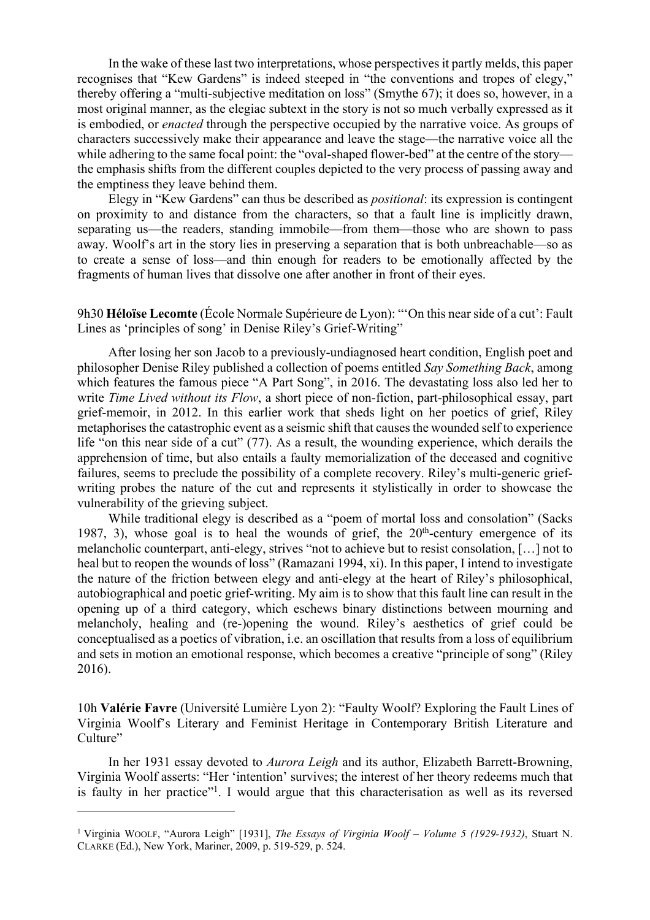In the wake of these last two interpretations, whose perspectives it partly melds, this paper recognises that "Kew Gardens" is indeed steeped in "the conventions and tropes of elegy," thereby offering a "multi-subjective meditation on loss" (Smythe 67); it does so, however, in a most original manner, as the elegiac subtext in the story is not so much verbally expressed as it is embodied, or *enacted* through the perspective occupied by the narrative voice. As groups of characters successively make their appearance and leave the stage—the narrative voice all the while adhering to the same focal point: the "oval-shaped flower-bed" at the centre of the story—the emphasis shifts from the different couples depicted to the very process of passing away and the emptiness they leave behind them.

Elegy in "Kew Gardens" can thus be described as *positional*: its expression is contingent on proximity to and distance from the characters, so that a fault line is implicitly drawn, separating us—the readers, standing immobile—from them—those who are shown to pass away. Woolf's art in the story lies in preserving a separation that is both unbreachable—so as to create a sense of loss—and thin enough for readers to be emotionally affected by the fragments of human lives that dissolve one after another in front of their eyes.

9h30 **Héloïse Lecomte** (École Normale Supérieure de Lyon): "'On this near side of a cut': Fault Lines as 'principles of song' in Denise Riley's Grief-Writing"

After losing her son Jacob to a previously-undiagnosed heart condition, English poet and philosopher Denise Riley published a collection of poems entitled *Say Something Back*, among which features the famous piece "A Part Song", in 2016. The devastating loss also led her to write *Time Lived without its Flow*, a short piece of non-fiction, part-philosophical essay, part grief-memoir, in 2012. In this earlier work that sheds light on her poetics of grief, Riley metaphorises the catastrophic event as a seismic shift that causes the wounded self to experience life "on this near side of a cut" (77). As a result, the wounding experience, which derails the apprehension of time, but also entails a faulty memorialization of the deceased and cognitive failures, seems to preclude the possibility of a complete recovery. Riley's multi-generic grief-writing probes the nature of the cut and represents it stylistically in order to showcase the vulnerability of the grieving subject.

While traditional elegy is described as a "poem of mortal loss and consolation" (Sacks 1987, 3), whose goal is to heal the wounds of grief, the 20th-century emergence of its melancholic counterpart, anti-elegy, strives "not to achieve but to resist consolation, […] not to heal but to reopen the wounds of loss" (Ramazani 1994, xi). In this paper, I intend to investigate the nature of the friction between elegy and anti-elegy at the heart of Riley's philosophical, autobiographical and poetic grief-writing. My aim is to show that this fault line can result in the opening up of a third category, which eschews binary distinctions between mourning and melancholy, healing and (re-)opening the wound. Riley's aesthetics of grief could be conceptualised as a poetics of vibration, i.e. an oscillation that results from a loss of equilibrium and sets in motion an emotional response, which becomes a creative "principle of song" (Riley 2016).

10h **Valérie Favre** (Université Lumière Lyon 2): "Faulty Woolf? Exploring the Fault Lines of Virginia Woolf's Literary and Feminist Heritage in Contemporary British Literature and Culture"

In her 1931 essay devoted to *Aurora Leigh* and its author, Elizabeth Barrett-Browning, Virginia Woolf asserts: "Her 'intention' survives; the interest of her theory redeems much that is faulty in her practice"[1]. I would argue that this characterisation as well as its reversed

[1] Virginia WOOLF, "Aurora Leigh" [1931], *The Essays of Virginia Woolf – Volume 5 (1929-1932)*, Stuart N. CLARKE (Ed.), New York, Mariner, 2009, p. 519-529, p. 524.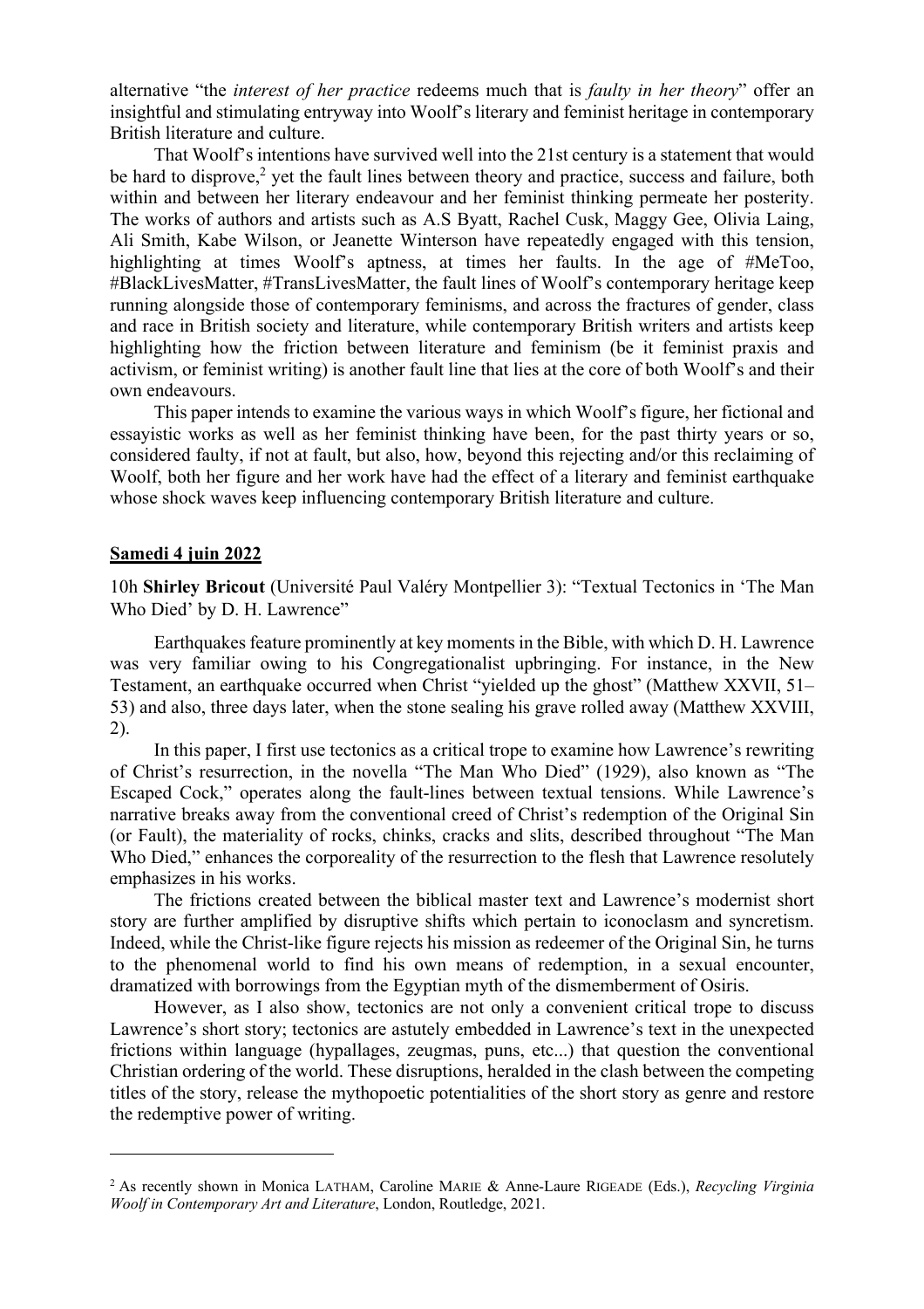alternative "the *interest of her practice* redeems much that is *faulty in her theory*" offer an insightful and stimulating entryway into Woolf's literary and feminist heritage in contemporary British literature and culture.

That Woolf's intentions have survived well into the 21st century is a statement that would be hard to disprove,[2] yet the fault lines between theory and practice, success and failure, both within and between her literary endeavour and her feminist thinking permeate her posterity. The works of authors and artists such as A.S Byatt, Rachel Cusk, Maggy Gee, Olivia Laing, Ali Smith, Kabe Wilson, or Jeanette Winterson have repeatedly engaged with this tension, highlighting at times Woolf's aptness, at times her faults. In the age of #MeToo, #BlackLivesMatter, #TransLivesMatter, the fault lines of Woolf's contemporary heritage keep running alongside those of contemporary feminisms, and across the fractures of gender, class and race in British society and literature, while contemporary British writers and artists keep highlighting how the friction between literature and feminism (be it feminist praxis and activism, or feminist writing) is another fault line that lies at the core of both Woolf's and their own endeavours.

This paper intends to examine the various ways in which Woolf's figure, her fictional and essayistic works as well as her feminist thinking have been, for the past thirty years or so, considered faulty, if not at fault, but also, how, beyond this rejecting and/or this reclaiming of Woolf, both her figure and her work have had the effect of a literary and feminist earthquake whose shock waves keep influencing contemporary British literature and culture.

**Samedi 4 juin 2022**

10h **Shirley Bricout** (Université Paul Valéry Montpellier 3): "Textual Tectonics in 'The Man Who Died' by D. H. Lawrence"

Earthquakes feature prominently at key moments in the Bible, with which D. H. Lawrence was very familiar owing to his Congregationalist upbringing. For instance, in the New Testament, an earthquake occurred when Christ "yielded up the ghost" (Matthew XXVII, 51–53) and also, three days later, when the stone sealing his grave rolled away (Matthew XXVIII, 2).

In this paper, I first use tectonics as a critical trope to examine how Lawrence's rewriting of Christ's resurrection, in the novella "The Man Who Died" (1929), also known as "The Escaped Cock," operates along the fault-lines between textual tensions. While Lawrence's narrative breaks away from the conventional creed of Christ's redemption of the Original Sin (or Fault), the materiality of rocks, chinks, cracks and slits, described throughout "The Man Who Died," enhances the corporeality of the resurrection to the flesh that Lawrence resolutely emphasizes in his works.

The frictions created between the biblical master text and Lawrence's modernist short story are further amplified by disruptive shifts which pertain to iconoclasm and syncretism. Indeed, while the Christ-like figure rejects his mission as redeemer of the Original Sin, he turns to the phenomenal world to find his own means of redemption, in a sexual encounter, dramatized with borrowings from the Egyptian myth of the dismemberment of Osiris.

However, as I also show, tectonics are not only a convenient critical trope to discuss Lawrence's short story; tectonics are astutely embedded in Lawrence's text in the unexpected frictions within language (hypallages, zeugmas, puns, etc...) that question the conventional Christian ordering of the world. These disruptions, heralded in the clash between the competing titles of the story, release the mythopoetic potentialities of the short story as genre and restore the redemptive power of writing.

---

[2] As recently shown in Monica LATHAM, Caroline MARIE & Anne-Laure RIGEADE (Eds.), *Recycling Virginia Woolf in Contemporary Art and Literature*, London, Routledge, 2021.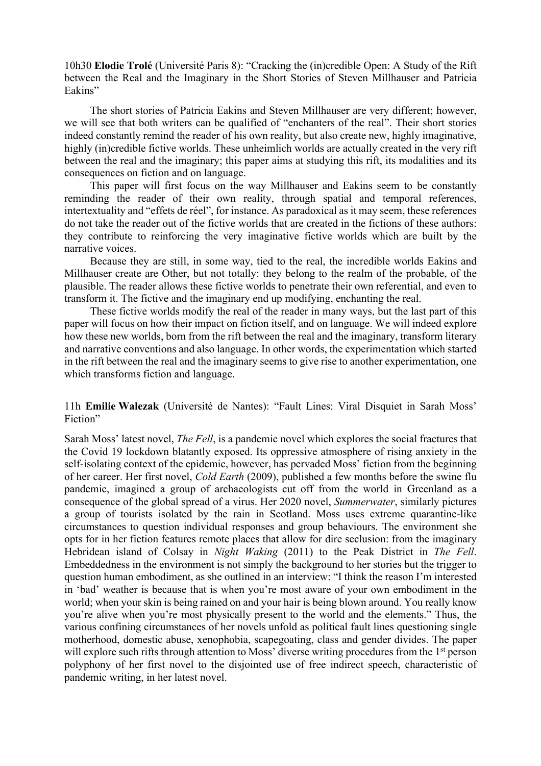10h30 **Elodie Trolé** (Université Paris 8): "Cracking the (in)credible Open: A Study of the Rift between the Real and the Imaginary in the Short Stories of Steven Millhauser and Patricia Eakins"

The short stories of Patricia Eakins and Steven Millhauser are very different; however, we will see that both writers can be qualified of "enchanters of the real". Their short stories indeed constantly remind the reader of his own reality, but also create new, highly imaginative, highly (in)credible fictive worlds. These unheimlich worlds are actually created in the very rift between the real and the imaginary; this paper aims at studying this rift, its modalities and its consequences on fiction and on language.

This paper will first focus on the way Millhauser and Eakins seem to be constantly reminding the reader of their own reality, through spatial and temporal references, intertextuality and "effets de réel", for instance. As paradoxical as it may seem, these references do not take the reader out of the fictive worlds that are created in the fictions of these authors: they contribute to reinforcing the very imaginative fictive worlds which are built by the narrative voices.

Because they are still, in some way, tied to the real, the incredible worlds Eakins and Millhauser create are Other, but not totally: they belong to the realm of the probable, of the plausible. The reader allows these fictive worlds to penetrate their own referential, and even to transform it. The fictive and the imaginary end up modifying, enchanting the real.

These fictive worlds modify the real of the reader in many ways, but the last part of this paper will focus on how their impact on fiction itself, and on language. We will indeed explore how these new worlds, born from the rift between the real and the imaginary, transform literary and narrative conventions and also language. In other words, the experimentation which started in the rift between the real and the imaginary seems to give rise to another experimentation, one which transforms fiction and language.

11h **Emilie Walezak** (Université de Nantes): "Fault Lines: Viral Disquiet in Sarah Moss' Fiction"

Sarah Moss' latest novel, *The Fell*, is a pandemic novel which explores the social fractures that the Covid 19 lockdown blatantly exposed. Its oppressive atmosphere of rising anxiety in the self-isolating context of the epidemic, however, has pervaded Moss' fiction from the beginning of her career. Her first novel, *Cold Earth* (2009), published a few months before the swine flu pandemic, imagined a group of archaeologists cut off from the world in Greenland as a consequence of the global spread of a virus. Her 2020 novel, *Summerwater*, similarly pictures a group of tourists isolated by the rain in Scotland. Moss uses extreme quarantine-like circumstances to question individual responses and group behaviours. The environment she opts for in her fiction features remote places that allow for dire seclusion: from the imaginary Hebridean island of Colsay in *Night Waking* (2011) to the Peak District in *The Fell*. Embeddedness in the environment is not simply the background to her stories but the trigger to question human embodiment, as she outlined in an interview: "I think the reason I'm interested in 'bad' weather is because that is when you're most aware of your own embodiment in the world; when your skin is being rained on and your hair is being blown around. You really know you're alive when you're most physically present to the world and the elements." Thus, the various confining circumstances of her novels unfold as political fault lines questioning single motherhood, domestic abuse, xenophobia, scapegoating, class and gender divides. The paper will explore such rifts through attention to Moss' diverse writing procedures from the 1st person polyphony of her first novel to the disjointed use of free indirect speech, characteristic of pandemic writing, in her latest novel.